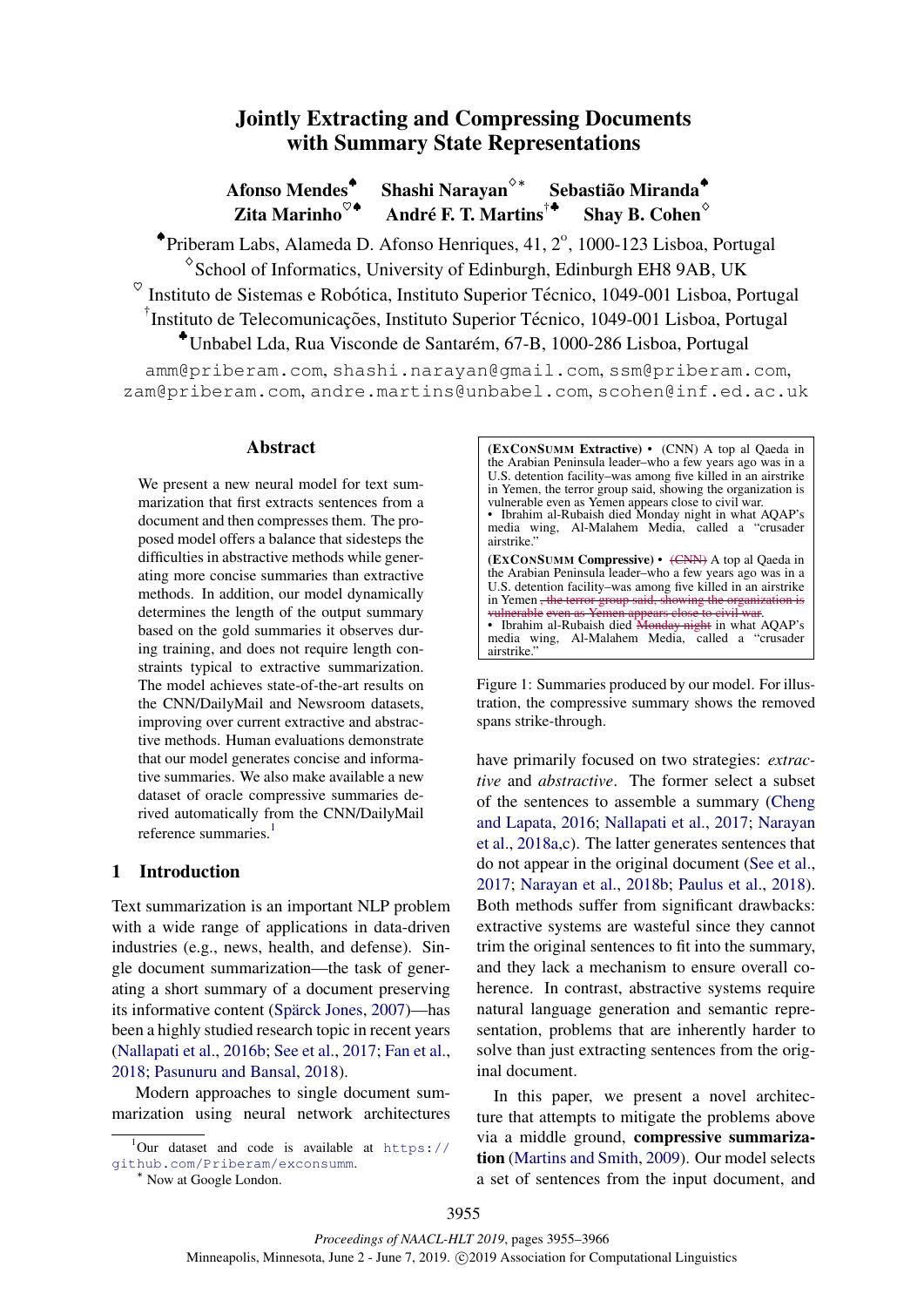# Jointly Extracting and Compressing Documents with Summary State Representations

**Afonso Mendes**[♠] **Shashi Narayan**[♢*] **Sebastião Miranda**[♠]
**Zita Marinho**[♡♠] **André F. T. Martins**[†♣] **Shay B. Cohen**[♢]

[♠]Priberam Labs, Alameda D. Afonso Henriques, 41, 2°, 1000-123 Lisboa, Portugal
[♢]School of Informatics, University of Edinburgh, Edinburgh EH8 9AB, UK
[♡]Instituto de Sistemas e Robótica, Instituto Superior Técnico, 1049-001 Lisboa, Portugal
[†]Instituto de Telecomunicações, Instituto Superior Técnico, 1049-001 Lisboa, Portugal
[♣]Unbabel Lda, Rua Visconde de Santarém, 67-B, 1000-286 Lisboa, Portugal

amm@priberam.com, shashi.narayan@gmail.com, ssm@priberam.com, zam@priberam.com, andre.martins@unbabel.com, scohen@inf.ed.ac.uk

## Abstract

We present a new neural model for text summarization that first extracts sentences from a document and then compresses them. The proposed model offers a balance that sidesteps the difficulties in abstractive methods while generating more concise summaries than extractive methods. In addition, our model dynamically determines the length of the output summary based on the gold summaries it observes during training, and does not require length constraints typical to extractive summarization. The model achieves state-of-the-art results on the CNN/DailyMail and Newsroom datasets, improving over current extractive and abstractive methods. Human evaluations demonstrate that our model generates concise and informative summaries. We also make available a new dataset of oracle compressive summaries derived automatically from the CNN/DailyMail reference summaries.[1]

## 1 Introduction

Text summarization is an important NLP problem with a wide range of applications in data-driven industries (e.g., news, health, and defense). Single document summarization—the task of generating a short summary of a document preserving its informative content (Spärck Jones, 2007)—has been a highly studied research topic in recent years (Nallapati et al., 2016b; See et al., 2017; Fan et al., 2018; Pasunuru and Bansal, 2018).

Modern approaches to single document summarization using neural network architectures have primarily focused on two strategies: *extractive* and *abstractive*. The former select a subset of the sentences to assemble a summary (Cheng and Lapata, 2016; Nallapati et al., 2017; Narayan et al., 2018a,c). The latter generates sentences that do not appear in the original document (See et al., 2017; Narayan et al., 2018b; Paulus et al., 2018). Both methods suffer from significant drawbacks: extractive systems are wasteful since they cannot trim the original sentences to fit into the summary, and they lack a mechanism to ensure overall coherence. In contrast, abstractive systems require natural language generation and semantic representation, problems that are inherently harder to solve than just extracting sentences from the original document.

In this paper, we present a novel architecture that attempts to mitigate the problems above via a middle ground, **compressive summarization** (Martins and Smith, 2009). Our model selects a set of sentences from the input document, and

---

**(ExConSumm Extractive)** • (CNN) A top al Qaeda in the Arabian Peninsula leader–who a few years ago was in a U.S. detention facility–was among five killed in an airstrike in Yemen, the terror group said, showing the organization is vulnerable even as Yemen appears close to civil war.
• Ibrahim al-Rubaish died Monday night in what AQAP's media wing, Al-Malahem Media, called a "crusader airstrike."

**(ExConSumm Compressive)** • ~~(CNN)~~ A top al Qaeda in the Arabian Peninsula leader–who a few years ago was in a U.S. detention facility–was among five killed in an airstrike in Yemen ~~, the terror group said, showing the organization is vulnerable even as Yemen appears close to civil war~~.
• Ibrahim al-Rubaish died ~~Monday night~~ in what AQAP's media wing, Al-Malahem Media, called a "crusader airstrike."

Figure 1: Summaries produced by our model. For illustration, the compressive summary shows the removed spans strike-through.

---

[1]Our dataset and code is available at https://github.com/Priberam/exconsumm.
[*] Now at Google London.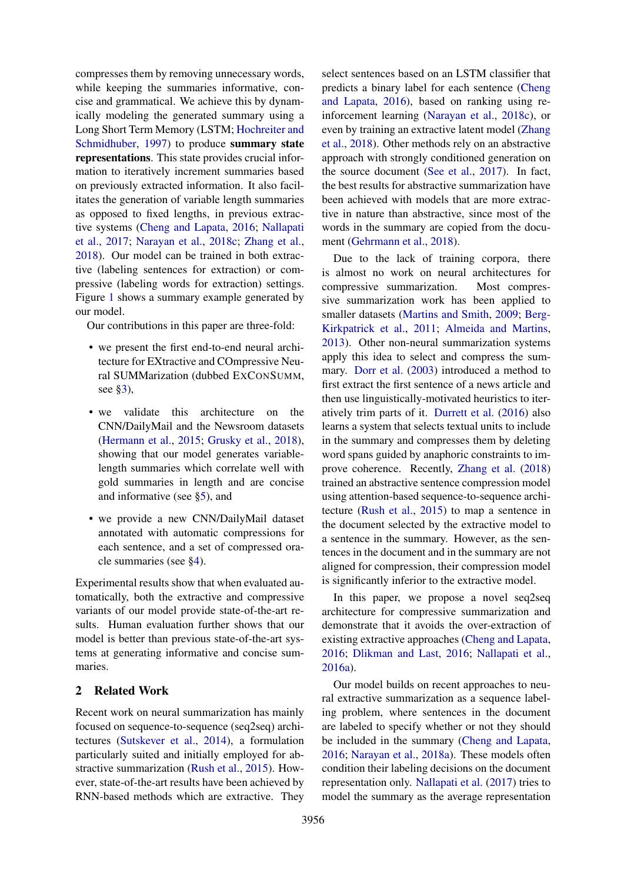compresses them by removing unnecessary words, while keeping the summaries informative, concise and grammatical. We achieve this by dynamically modeling the generated summary using a Long Short Term Memory (LSTM; Hochreiter and Schmidhuber, 1997) to produce **summary state representations**. This state provides crucial information to iteratively increment summaries based on previously extracted information. It also facilitates the generation of variable length summaries as opposed to fixed lengths, in previous extractive systems (Cheng and Lapata, 2016; Nallapati et al., 2017; Narayan et al., 2018c; Zhang et al., 2018). Our model can be trained in both extractive (labeling sentences for extraction) or compressive (labeling words for extraction) settings. Figure 1 shows a summary example generated by our model.

Our contributions in this paper are three-fold:

- we present the first end-to-end neural architecture for EXtractive and COmpressive Neural SUMMarization (dubbed EXCONSUMM, see §3),
- we validate this architecture on the CNN/DailyMail and the Newsroom datasets (Hermann et al., 2015; Grusky et al., 2018), showing that our model generates variable-length summaries which correlate well with gold summaries in length and are concise and informative (see §5), and
- we provide a new CNN/DailyMail dataset annotated with automatic compressions for each sentence, and a set of compressed oracle summaries (see §4).

Experimental results show that when evaluated automatically, both the extractive and compressive variants of our model provide state-of-the-art results. Human evaluation further shows that our model is better than previous state-of-the-art systems at generating informative and concise summaries.

## 2 Related Work

Recent work on neural summarization has mainly focused on sequence-to-sequence (seq2seq) architectures (Sutskever et al., 2014), a formulation particularly suited and initially employed for abstractive summarization (Rush et al., 2015). However, state-of-the-art results have been achieved by RNN-based methods which are extractive. They select sentences based on an LSTM classifier that predicts a binary label for each sentence (Cheng and Lapata, 2016), based on ranking using reinforcement learning (Narayan et al., 2018c), or even by training an extractive latent model (Zhang et al., 2018). Other methods rely on an abstractive approach with strongly conditioned generation on the source document (See et al., 2017). In fact, the best results for abstractive summarization have been achieved with models that are more extractive in nature than abstractive, since most of the words in the summary are copied from the document (Gehrmann et al., 2018).

Due to the lack of training corpora, there is almost no work on neural architectures for compressive summarization. Most compressive summarization work has been applied to smaller datasets (Martins and Smith, 2009; Berg-Kirkpatrick et al., 2011; Almeida and Martins, 2013). Other non-neural summarization systems apply this idea to select and compress the summary. Dorr et al. (2003) introduced a method to first extract the first sentence of a news article and then use linguistically-motivated heuristics to iteratively trim parts of it. Durrett et al. (2016) also learns a system that selects textual units to include in the summary and compresses them by deleting word spans guided by anaphoric constraints to improve coherence. Recently, Zhang et al. (2018) trained an abstractive sentence compression model using attention-based sequence-to-sequence architecture (Rush et al., 2015) to map a sentence in the document selected by the extractive model to a sentence in the summary. However, as the sentences in the document and in the summary are not aligned for compression, their compression model is significantly inferior to the extractive model.

In this paper, we propose a novel seq2seq architecture for compressive summarization and demonstrate that it avoids the over-extraction of existing extractive approaches (Cheng and Lapata, 2016; Dlikman and Last, 2016; Nallapati et al., 2016a).

Our model builds on recent approaches to neural extractive summarization as a sequence labeling problem, where sentences in the document are labeled to specify whether or not they should be included in the summary (Cheng and Lapata, 2016; Narayan et al., 2018a). These models often condition their labeling decisions on the document representation only. Nallapati et al. (2017) tries to model the summary as the average representation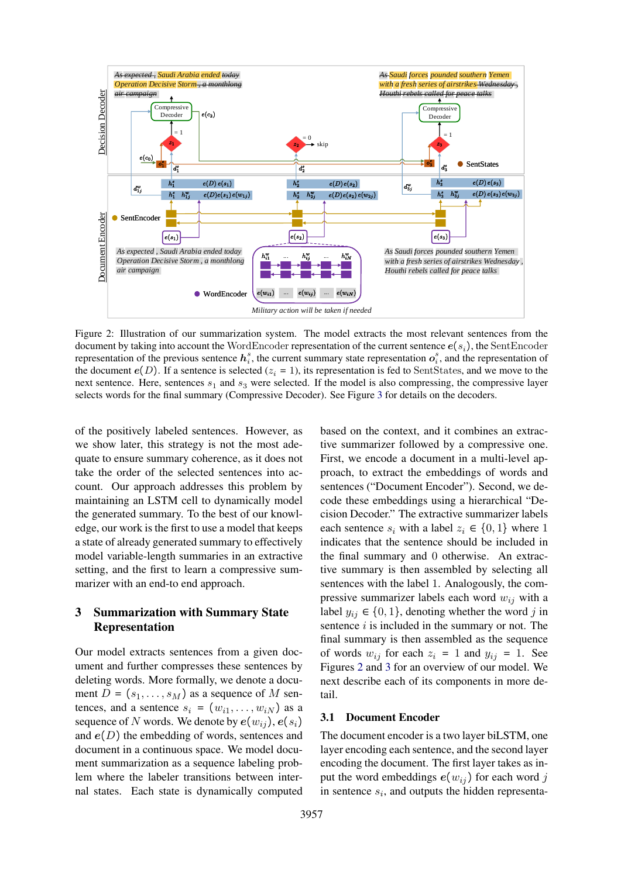Figure 2: Illustration of our summarization system. The model extracts the most relevant sentences from the document by taking into account the WordEncoder representation of the current sentence $e(s_i)$, the SentEncoder representation of the previous sentence $h^s_i$, the current summary state representation $o^s_i$, and the representation of the document $e(D)$. If a sentence is selected ($z_i = 1$), its representation is fed to SentStates, and we move to the next sentence. Here, sentences $s_1$ and $s_3$ were selected. If the model is also compressing, the compressive layer selects words for the final summary (Compressive Decoder). See Figure 3 for details on the decoders.

of the positively labeled sentences. However, as we show later, this strategy is not the most adequate to ensure summary coherence, as it does not take the order of the selected sentences into account. Our approach addresses this problem by maintaining an LSTM cell to dynamically model the generated summary. To the best of our knowledge, our work is the first to use a model that keeps a state of already generated summary to effectively model variable-length summaries in an extractive setting, and the first to learn a compressive summarizer with an end-to-end approach.

## 3 Summarization with Summary State Representation

Our model extracts sentences from a given document and further compresses these sentences by deleting words. More formally, we denote a document $D = (s_1, \ldots, s_M)$ as a sequence of $M$ sentences, and a sentence $s_i = (w_{i1}, \ldots, w_{iN})$ as a sequence of $N$ words. We denote by $e(w_{ij})$, $e(s_i)$ and $e(D)$ the embedding of words, sentences and document in a continuous space. We model document summarization as a sequence labeling problem where the labeler transitions between internal states. Each state is dynamically computed based on the context, and it combines an extractive summarizer followed by a compressive one. First, we encode a document in a multi-level approach, to extract the embeddings of words and sentences ("Document Encoder"). Second, we decode these embeddings using a hierarchical "Decision Decoder." The extractive summarizer labels each sentence $s_i$ with a label $z_i \in \{0, 1\}$ where 1 indicates that the sentence should be included in the final summary and 0 otherwise. An extractive summary is then assembled by selecting all sentences with the label 1. Analogously, the compressive summarizer labels each word $w_{ij}$ with a label $y_{ij} \in \{0, 1\}$, denoting whether the word $j$ in sentence $i$ is included in the summary or not. The final summary is then assembled as the sequence of words $w_{ij}$ for each $z_i = 1$ and $y_{ij} = 1$. See Figures 2 and 3 for an overview of our model. We next describe each of its components in more detail.

### 3.1 Document Encoder

The document encoder is a two layer biLSTM, one layer encoding each sentence, and the second layer encoding the document. The first layer takes as input the word embeddings $e(w_{ij})$ for each word $j$ in sentence $s_i$, and outputs the hidden representa-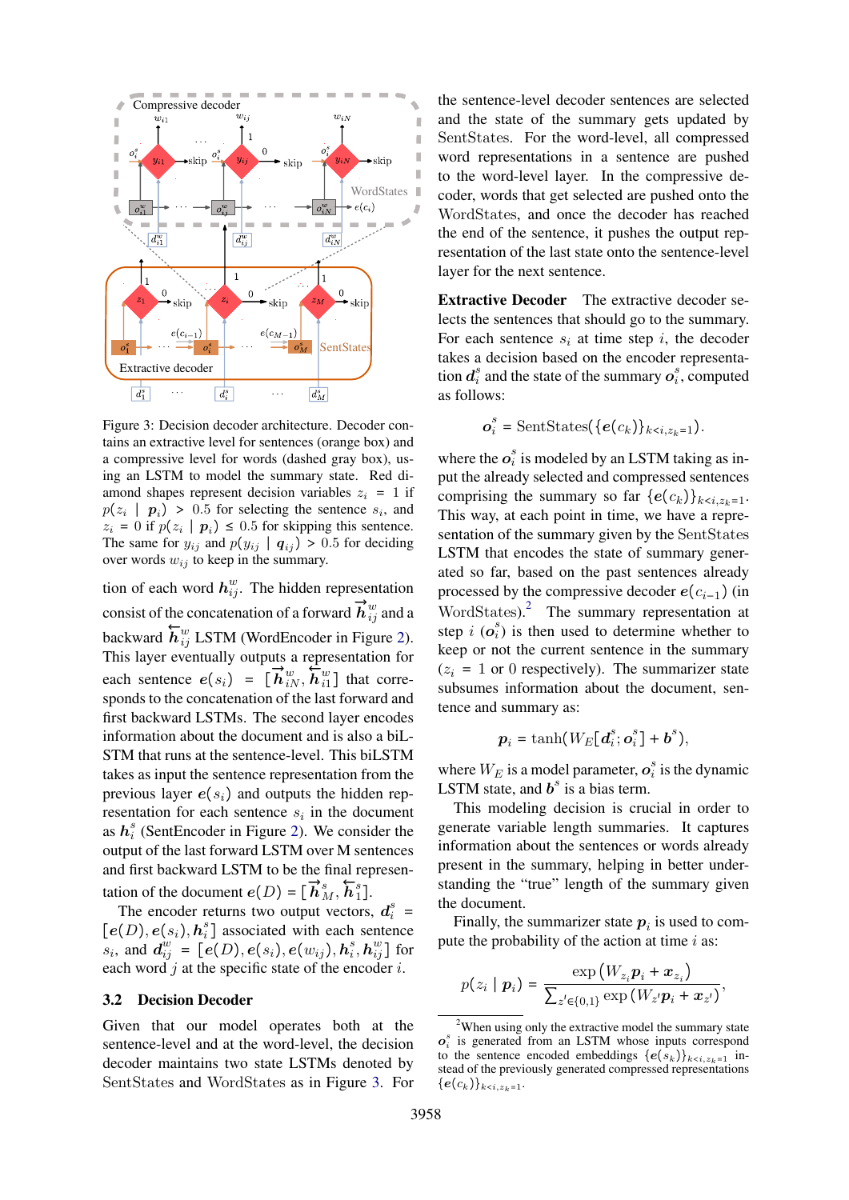Figure 3: Decision decoder architecture. Decoder contains an extractive level for sentences (orange box) and a compressive level for words (dashed gray box), using an LSTM to model the summary state. Red diamond shapes represent decision variables $z_i = 1$ if $p(z_i \mid \boldsymbol{p}_i) > 0.5$ for selecting the sentence $s_i$, and $z_i = 0$ if $p(z_i \mid \boldsymbol{p}_i) \leq 0.5$ for skipping this sentence. The same for $y_{ij}$ and $p(y_{ij} \mid \boldsymbol{q}_{ij}) > 0.5$ for deciding over words $w_{ij}$ to keep in the summary.

tion of each word $\boldsymbol{h}^w_{ij}$. The hidden representation consist of the concatenation of a forward $\overrightarrow{\boldsymbol{h}}^w_{ij}$ and a backward $\overleftarrow{\boldsymbol{h}}^w_{ij}$ LSTM (WordEncoder in Figure 2). This layer eventually outputs a representation for each sentence $e(s_i) = [\overrightarrow{\boldsymbol{h}}^w_{iN}, \overleftarrow{\boldsymbol{h}}^w_{i1}]$ that corresponds to the concatenation of the last forward and first backward LSTMs. The second layer encodes information about the document and is also a biLSTM that runs at the sentence-level. This biLSTM takes as input the sentence representation from the previous layer $e(s_i)$ and outputs the hidden representation for each sentence $s_i$ in the document as $\boldsymbol{h}^s_i$ (SentEncoder in Figure 2). We consider the output of the last forward LSTM over M sentences and first backward LSTM to be the final representation of the document $\boldsymbol{e}(D) = [\overrightarrow{\boldsymbol{h}}^s_M, \overleftarrow{\boldsymbol{h}}^s_1]$.

The encoder returns two output vectors, $\boldsymbol{d}^s_i = [e(D), e(s_i), \boldsymbol{h}^s_i]$ associated with each sentence $s_i$, and $\boldsymbol{d}^w_{ij} = [e(D), e(s_i), e(w_{ij}), \boldsymbol{h}^s_i, \boldsymbol{h}^w_{ij}]$ for each word $j$ at the specific state of the encoder $i$.

## 3.2 Decision Decoder

Given that our model operates both at the sentence-level and at the word-level, the decision decoder maintains two state LSTMs denoted by SentStates and WordStates as in Figure 3. For the sentence-level decoder sentences are selected and the state of the summary gets updated by SentStates. For the word-level, all compressed word representations in a sentence are pushed to the word-level layer. In the compressive decoder, words that get selected are pushed onto the WordStates, and once the decoder has reached the end of the sentence, it pushes the output representation of the last state onto the sentence-level layer for the next sentence.

**Extractive Decoder** The extractive decoder selects the sentences that should go to the summary. For each sentence $s_i$ at time step $i$, the decoder takes a decision based on the encoder representation $\boldsymbol{d}^s_i$ and the state of the summary $\boldsymbol{o}^s_i$, computed as follows:

$$\boldsymbol{o}^s_i = \text{SentStates}(\{\boldsymbol{e}(c_k)\}_{k<i, z_k=1}).$$

where the $\boldsymbol{o}^s_i$ is modeled by an LSTM taking as input the already selected and compressed sentences comprising the summary so far $\{\boldsymbol{e}(c_k)\}_{k<i, z_k=1}$. This way, at each point in time, we have a representation of the summary given by the SentStates LSTM that encodes the state of summary generated so far, based on the past sentences already processed by the compressive decoder $\boldsymbol{e}(c_{i-1})$ (in WordStates).[2] The summary representation at step $i$ ($\boldsymbol{o}^s_i$) is then used to determine whether to keep or not the current sentence in the summary ($z_i = 1$ or $0$ respectively). The summarizer state subsumes information about the document, sentence and summary as:

$$\boldsymbol{p}_i = \tanh(W_E[\boldsymbol{d}^s_i; \boldsymbol{o}^s_i] + \boldsymbol{b}^s),$$

where $W_E$ is a model parameter, $\boldsymbol{o}^s_i$ is the dynamic LSTM state, and $\boldsymbol{b}^s$ is a bias term.

This modeling decision is crucial in order to generate variable length summaries. It captures information about the sentences or words already present in the summary, helping in better understanding the "true" length of the summary given the document.

Finally, the summarizer state $\boldsymbol{p}_i$ is used to compute the probability of the action at time $i$ as:

$$p(z_i \mid \boldsymbol{p}_i) = \frac{\exp\left(W_{z_i}\boldsymbol{p}_i + \boldsymbol{x}_{z_i}\right)}{\sum_{z' \in \{0,1\}} \exp\left(W_{z'}\boldsymbol{p}_i + \boldsymbol{x}_{z'}\right)},$$

[2] When using only the extractive model the summary state $\boldsymbol{o}^s_i$ is generated from an LSTM whose inputs correspond to the sentence encoded embeddings $\{\boldsymbol{e}(s_k)\}_{k<i, z_k=1}$ instead of the previously generated compressed representations $\{\boldsymbol{e}(c_k)\}_{k<i, z_k=1}$.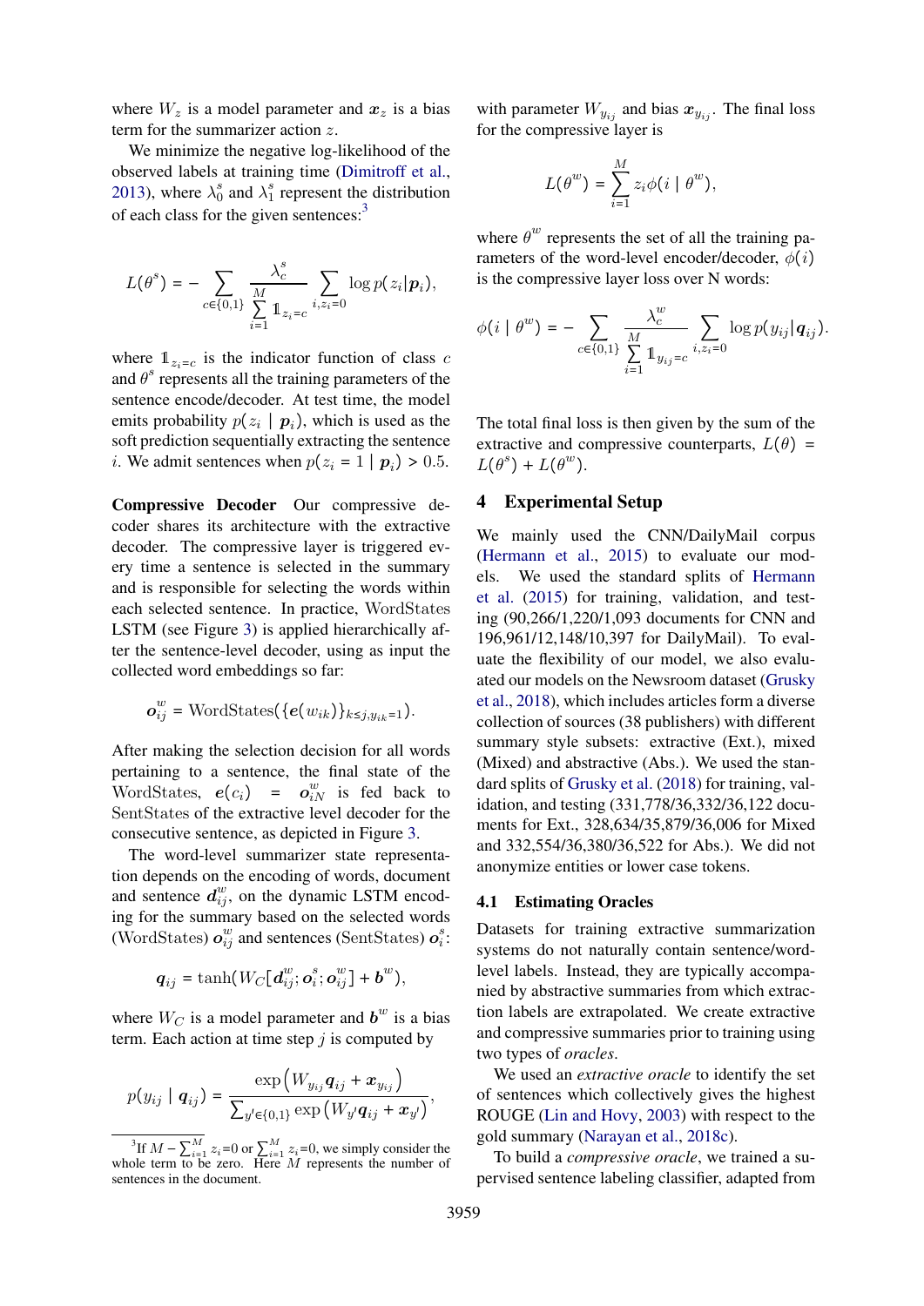where $W_z$ is a model parameter and $\boldsymbol{x}_z$ is a bias term for the summarizer action $z$.

We minimize the negative log-likelihood of the observed labels at training time (Dimitroff et al., 2013), where $\lambda_0^s$ and $\lambda_1^s$ represent the distribution of each class for the given sentences:[3]

$$L(\theta^s) = -\sum_{c \in \{0,1\}} \frac{\lambda_c^s}{\sum_{i=1}^{M} \mathbb{1}_{z_i=c}} \sum_{i, z_i=0} \log p(z_i | \boldsymbol{p}_i),$$

where $\mathbb{1}_{z_i=c}$ is the indicator function of class $c$ and $\theta^s$ represents all the training parameters of the sentence encode/decoder. At test time, the model emits probability $p(z_i \mid \boldsymbol{p}_i)$, which is used as the soft prediction sequentially extracting the sentence $i$. We admit sentences when $p(z_i = 1 \mid \boldsymbol{p}_i) > 0.5$.

**Compressive Decoder** Our compressive decoder shares its architecture with the extractive decoder. The compressive layer is triggered every time a sentence is selected in the summary and is responsible for selecting the words within each selected sentence. In practice, WordStates LSTM (see Figure 3) is applied hierarchically after the sentence-level decoder, using as input the collected word embeddings so far:

$$\boldsymbol{o}_{ij}^w = \mathrm{WordStates}(\{\boldsymbol{e}(w_{ik})\}_{k \leq j, y_{ik}=1}).$$

After making the selection decision for all words pertaining to a sentence, the final state of the WordStates, $\boldsymbol{e}(c_i) = \boldsymbol{o}_{iN}^w$ is fed back to SentStates of the extractive level decoder for the consecutive sentence, as depicted in Figure 3.

The word-level summarizer state representation depends on the encoding of words, document and sentence $\boldsymbol{d}_{ij}^w$, on the dynamic LSTM encoding for the summary based on the selected words (WordStates) $\boldsymbol{o}_{ij}^w$ and sentences (SentStates) $\boldsymbol{o}_i^s$:

$$\boldsymbol{q}_{ij} = \tanh(W_C[\boldsymbol{d}_{ij}^w; \boldsymbol{o}_i^s; \boldsymbol{o}_{ij}^w] + \boldsymbol{b}^w),$$

where $W_C$ is a model parameter and $\boldsymbol{b}^w$ is a bias term. Each action at time step $j$ is computed by

$$p(y_{ij} \mid \boldsymbol{q}_{ij}) = \frac{\exp\left(W_{y_{ij}} \boldsymbol{q}_{ij} + \boldsymbol{x}_{y_{ij}}\right)}{\sum_{y' \in \{0,1\}} \exp\left(W_{y'} \boldsymbol{q}_{ij} + \boldsymbol{x}_{y'}\right)},$$

with parameter $W_{y_{ij}}$ and bias $\boldsymbol{x}_{y_{ij}}$. The final loss for the compressive layer is

$$L(\theta^w) = \sum_{i=1}^{M} z_i \phi(i \mid \theta^w),$$

where $\theta^w$ represents the set of all the training parameters of the word-level encoder/decoder, $\phi(i)$ is the compressive layer loss over N words:

$$\phi(i \mid \theta^w) = -\sum_{c \in \{0,1\}} \frac{\lambda_c^w}{\sum_{i=1}^{M} \mathbb{1}_{y_{ij}=c}} \sum_{i, z_i=0} \log p(y_{ij} | \boldsymbol{q}_{ij}).$$

The total final loss is then given by the sum of the extractive and compressive counterparts, $L(\theta) = L(\theta^s) + L(\theta^w)$.

## 4 Experimental Setup

We mainly used the CNN/DailyMail corpus (Hermann et al., 2015) to evaluate our models. We used the standard splits of Hermann et al. (2015) for training, validation, and testing (90,266/1,220/1,093 documents for CNN and 196,961/12,148/10,397 for DailyMail). To evaluate the flexibility of our model, we also evaluated our models on the Newsroom dataset (Grusky et al., 2018), which includes articles form a diverse collection of sources (38 publishers) with different summary style subsets: extractive (Ext.), mixed (Mixed) and abstractive (Abs.). We used the standard splits of Grusky et al. (2018) for training, validation, and testing (331,778/36,332/36,122 documents for Ext., 328,634/35,879/36,006 for Mixed and 332,554/36,380/36,522 for Abs.). We did not anonymize entities or lower case tokens.

### 4.1 Estimating Oracles

Datasets for training extractive summarization systems do not naturally contain sentence/word-level labels. Instead, they are typically accompanied by abstractive summaries from which extraction labels are extrapolated. We create extractive and compressive summaries prior to training using two types of *oracles*.

We used an *extractive oracle* to identify the set of sentences which collectively gives the highest ROUGE (Lin and Hovy, 2003) with respect to the gold summary (Narayan et al., 2018c).

To build a *compressive oracle*, we trained a supervised sentence labeling classifier, adapted from

[3] If $M - \sum_{i=1}^{M} z_i$=0 or $\sum_{i=1}^{M} z_i$=0, we simply consider the whole term to be zero. Here $M$ represents the number of sentences in the document.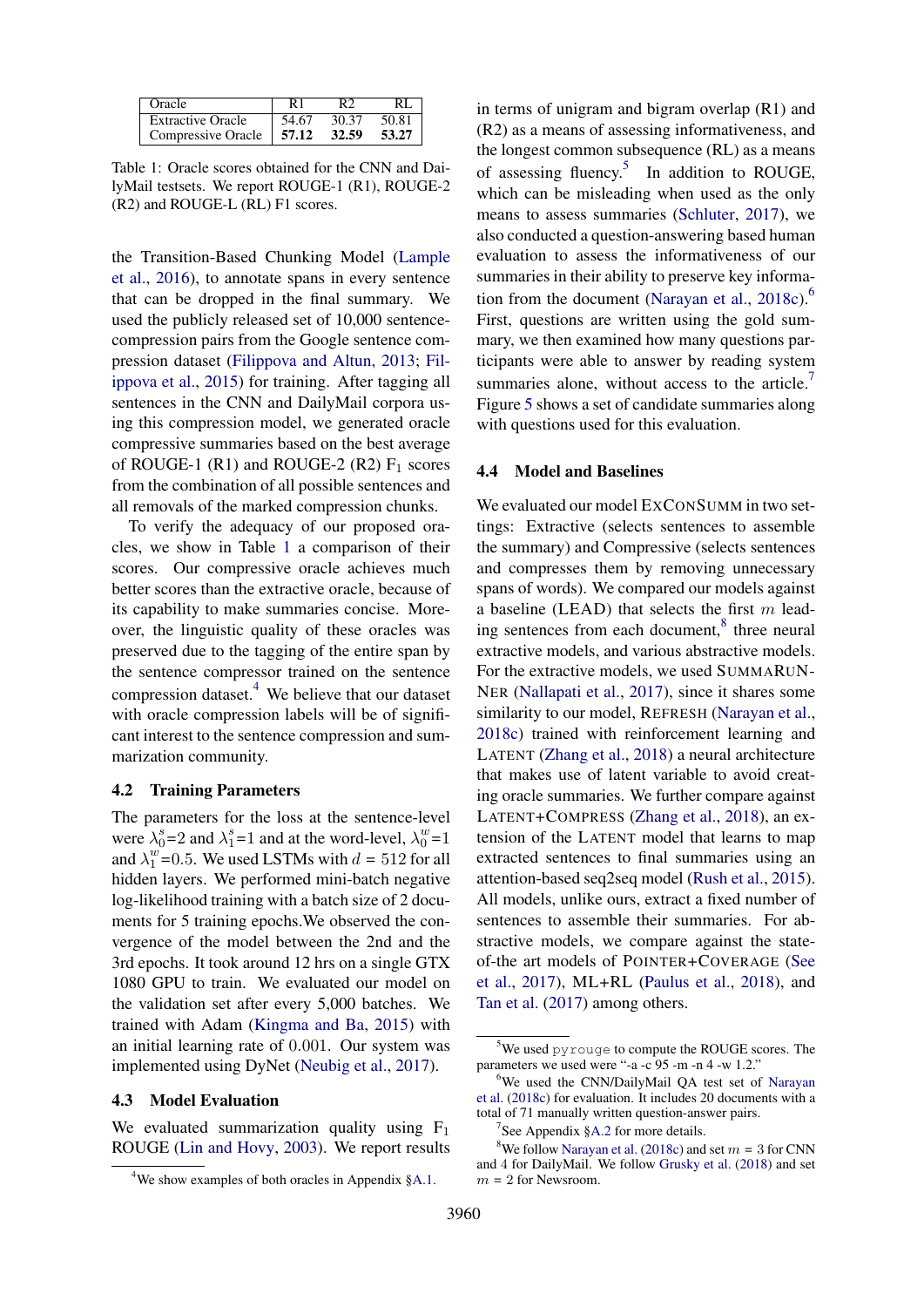| Oracle | R1 | R2 | RL |
|---|---|---|---|
| Extractive Oracle | 54.67 | 30.37 | 50.81 |
| Compressive Oracle | **57.12** | **32.59** | **53.27** |

Table 1: Oracle scores obtained for the CNN and DailyMail testsets. We report ROUGE-1 (R1), ROUGE-2 (R2) and ROUGE-L (RL) F1 scores.

the Transition-Based Chunking Model (Lample et al., 2016), to annotate spans in every sentence that can be dropped in the final summary. We used the publicly released set of 10,000 sentence-compression pairs from the Google sentence compression dataset (Filippova and Altun, 2013; Filippova et al., 2015) for training. After tagging all sentences in the CNN and DailyMail corpora using this compression model, we generated oracle compressive summaries based on the best average of ROUGE-1 (R1) and ROUGE-2 (R2) $F_1$ scores from the combination of all possible sentences and all removals of the marked compression chunks.

To verify the adequacy of our proposed oracles, we show in Table 1 a comparison of their scores. Our compressive oracle achieves much better scores than the extractive oracle, because of its capability to make summaries concise. Moreover, the linguistic quality of these oracles was preserved due to the tagging of the entire span by the sentence compressor trained on the sentence compression dataset.[4] We believe that our dataset with oracle compression labels will be of significant interest to the sentence compression and summarization community.

## 4.2 Training Parameters

The parameters for the loss at the sentence-level were $\lambda_0^s$=2 and $\lambda_1^s$=1 and at the word-level, $\lambda_0^w$=1 and $\lambda_1^w$=0.5. We used LSTMs with $d$ = 512 for all hidden layers. We performed mini-batch negative log-likelihood training with a batch size of 2 documents for 5 training epochs.We observed the convergence of the model between the 2nd and the 3rd epochs. It took around 12 hrs on a single GTX 1080 GPU to train. We evaluated our model on the validation set after every 5,000 batches. We trained with Adam (Kingma and Ba, 2015) with an initial learning rate of 0.001. Our system was implemented using DyNet (Neubig et al., 2017).

## 4.3 Model Evaluation

We evaluated summarization quality using $F_1$ ROUGE (Lin and Hovy, 2003). We report results in terms of unigram and bigram overlap (R1) and (R2) as a means of assessing informativeness, and the longest common subsequence (RL) as a means of assessing fluency.[5] In addition to ROUGE, which can be misleading when used as the only means to assess summaries (Schluter, 2017), we also conducted a question-answering based human evaluation to assess the informativeness of our summaries in their ability to preserve key information from the document (Narayan et al., 2018c).[6] First, questions are written using the gold summary, we then examined how many questions participants were able to answer by reading system summaries alone, without access to the article.[7] Figure 5 shows a set of candidate summaries along with questions used for this evaluation.

## 4.4 Model and Baselines

We evaluated our model ExConSumm in two settings: Extractive (selects sentences to assemble the summary) and Compressive (selects sentences and compresses them by removing unnecessary spans of words). We compared our models against a baseline (LEAD) that selects the first $m$ leading sentences from each document,[8] three neural extractive models, and various abstractive models. For the extractive models, we used SummaRuNNer (Nallapati et al., 2017), since it shares some similarity to our model, Refresh (Narayan et al., 2018c) trained with reinforcement learning and Latent (Zhang et al., 2018) a neural architecture that makes use of latent variable to avoid creating oracle summaries. We further compare against Latent+Compress (Zhang et al., 2018), an extension of the Latent model that learns to map extracted sentences to final summaries using an attention-based seq2seq model (Rush et al., 2015). All models, unlike ours, extract a fixed number of sentences to assemble their summaries. For abstractive models, we compare against the state-of-the art models of Pointer+Coverage (See et al., 2017), ML+RL (Paulus et al., 2018), and Tan et al. (2017) among others.

[4] We show examples of both oracles in Appendix §A.1.

[5] We used `pyrouge` to compute the ROUGE scores. The parameters we used were "-a -c 95 -m -n 4 -w 1.2."

[6] We used the CNN/DailyMail QA test set of Narayan et al. (2018c) for evaluation. It includes 20 documents with a total of 71 manually written question-answer pairs.

[7] See Appendix §A.2 for more details.

[8] We follow Narayan et al. (2018c) and set $m$ = 3 for CNN and 4 for DailyMail. We follow Grusky et al. (2018) and set $m$ = 2 for Newsroom.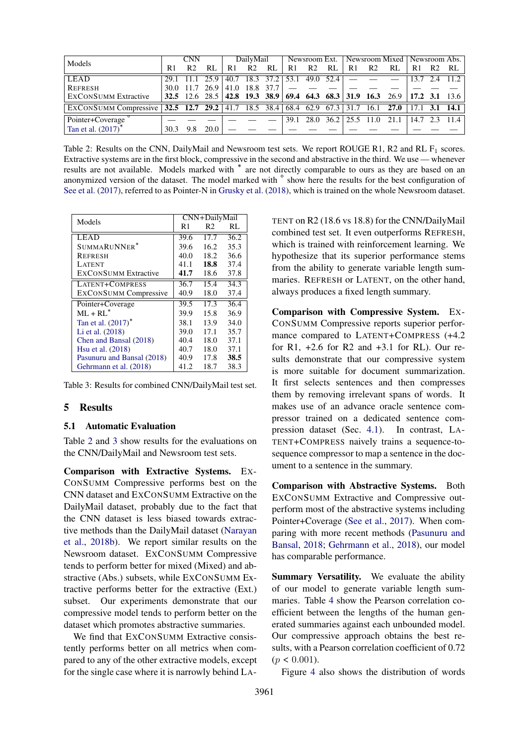| Models | CNN | | | DailyMail | | | Newsroom Ext. | | | Newsroom Mixed | | | Newsroom Abs. | | |
|---|---|---|---|---|---|---|---|---|---|---|---|---|---|---|---|
| | R1 | R2 | RL | R1 | R2 | RL | R1 | R2 | RL | R1 | R2 | RL | R1 | R2 | RL |
| LEAD | 29.1 | 11.1 | 25.9 | 40.7 | 18.3 | 37.2 | 53.1 | 49.0 | 52.4 | — | — | — | 13.7 | 2.4 | 11.2 |
| REFRESH | 30.0 | 11.7 | 26.9 | 41.0 | 18.8 | 37.7 | — | — | — | — | — | — | — | — | — |
| EXCONSUMM Extractive | **32.5** | 12.6 | 28.5 | **42.8** | **19.3** | **38.9** | **69.4** | **64.3** | **68.3** | **31.9** | **16.3** | 26.9 | **17.2** | **3.1** | 13.6 |
| EXCONSUMM Compressive | **32.5** | **12.7** | **29.2** | 41.7 | 18.5 | 38.4 | 68.4 | 62.9 | 67.3 | 31.7 | 16.1 | **27.0** | 17.1 | **3.1** | **14.1** |
| Pointer+Coverage $^{\diamond}$ | — | — | — | — | — | — | 39.1 | 28.0 | 36.2 | 25.5 | 11.0 | 21.1 | 14.7 | 2.3 | 11.4 |
| Tan et al. (2017)* | 30.3 | 9.8 | 20.0 | — | — | — | — | — | — | — | — | — | — | — | — |

Table 2: Results on the CNN, DailyMail and Newsroom test sets. We report ROUGE R1, R2 and RL $F_1$ scores. Extractive systems are in the first block, compressive in the second and abstractive in the third. We use — whenever results are not available. Models marked with * are not directly comparable to ours as they are based on an anonymized version of the dataset. The model marked with $^{\diamond}$ show here the results for the best configuration of See et al. (2017), referred to as Pointer-N in Grusky et al. (2018), which is trained on the whole Newsroom dataset.

| Models | CNN+DailyMail | | |
|---|---|---|---|
| | R1 | R2 | RL |
| LEAD | 39.6 | 17.7 | 36.2 |
| SUMMARUNNER* | 39.6 | 16.2 | 35.3 |
| REFRESH | 40.0 | 18.2 | 36.6 |
| LATENT | 41.1 | **18.8** | 37.4 |
| EXCONSUMM Extractive | **41.7** | 18.6 | 37.8 |
| LATENT+COMPRESS | 36.7 | 15.4 | 34.3 |
| EXCONSUMM Compressive | 40.9 | 18.0 | 37.4 |
| Pointer+Coverage | 39.5 | 17.3 | 36.4 |
| ML + RL* | 39.9 | 15.8 | 36.9 |
| Tan et al. (2017)* | 38.1 | 13.9 | 34.0 |
| Li et al. (2018) | 39.0 | 17.1 | 35.7 |
| Chen and Bansal (2018) | 40.4 | 18.0 | 37.1 |
| Hsu et al. (2018) | 40.7 | 18.0 | 37.1 |
| Pasunuru and Bansal (2018) | 40.9 | 17.8 | **38.5** |
| Gehrmann et al. (2018) | 41.2 | 18.7 | 38.3 |

Table 3: Results for combined CNN/DailyMail test set.

## 5 Results

### 5.1 Automatic Evaluation

Table 2 and 3 show results for the evaluations on the CNN/DailyMail and Newsroom test sets.

**Comparison with Extractive Systems.** EXCONSUMM Compressive performs best on the CNN dataset and EXCONSUMM Extractive on the DailyMail dataset, probably due to the fact that the CNN dataset is less biased towards extractive methods than the DailyMail dataset (Narayan et al., 2018b). We report similar results on the Newsroom dataset. EXCONSUMM Compressive tends to perform better for mixed (Mixed) and abstractive (Abs.) subsets, while EXCONSUMM Extractive performs better for the extractive (Ext.) subset. Our experiments demonstrate that our compressive model tends to perform better on the dataset which promotes abstractive summaries.

We find that EXCONSUMM Extractive consistently performs better on all metrics when compared to any of the other extractive models, except for the single case where it is narrowly behind LATENT on R2 (18.6 vs 18.8) for the CNN/DailyMail combined test set. It even outperforms REFRESH, which is trained with reinforcement learning. We hypothesize that its superior performance stems from the ability to generate variable length summaries. REFRESH or LATENT, on the other hand, always produces a fixed length summary.

**Comparison with Compressive System.** EXCONSUMM Compressive reports superior performance compared to LATENT+COMPRESS (+4.2 for R1, +2.6 for R2 and +3.1 for RL). Our results demonstrate that our compressive system is more suitable for document summarization. It first selects sentences and then compresses them by removing irrelevant spans of words. It makes use of an advance oracle sentence compressor trained on a dedicated sentence compression dataset (Sec. 4.1). In contrast, LATENT+COMPRESS naively trains a sequence-to-sequence compressor to map a sentence in the document to a sentence in the summary.

**Comparison with Abstractive Systems.** Both EXCONSUMM Extractive and Compressive outperform most of the abstractive systems including Pointer+Coverage (See et al., 2017). When comparing with more recent methods (Pasunuru and Bansal, 2018; Gehrmann et al., 2018), our model has comparable performance.

**Summary Versatility.** We evaluate the ability of our model to generate variable length summaries. Table 4 show the Pearson correlation coefficient between the lengths of the human generated summaries against each unbounded model. Our compressive approach obtains the best results, with a Pearson correlation coefficient of 0.72 ($p < 0.001$).

Figure 4 also shows the distribution of words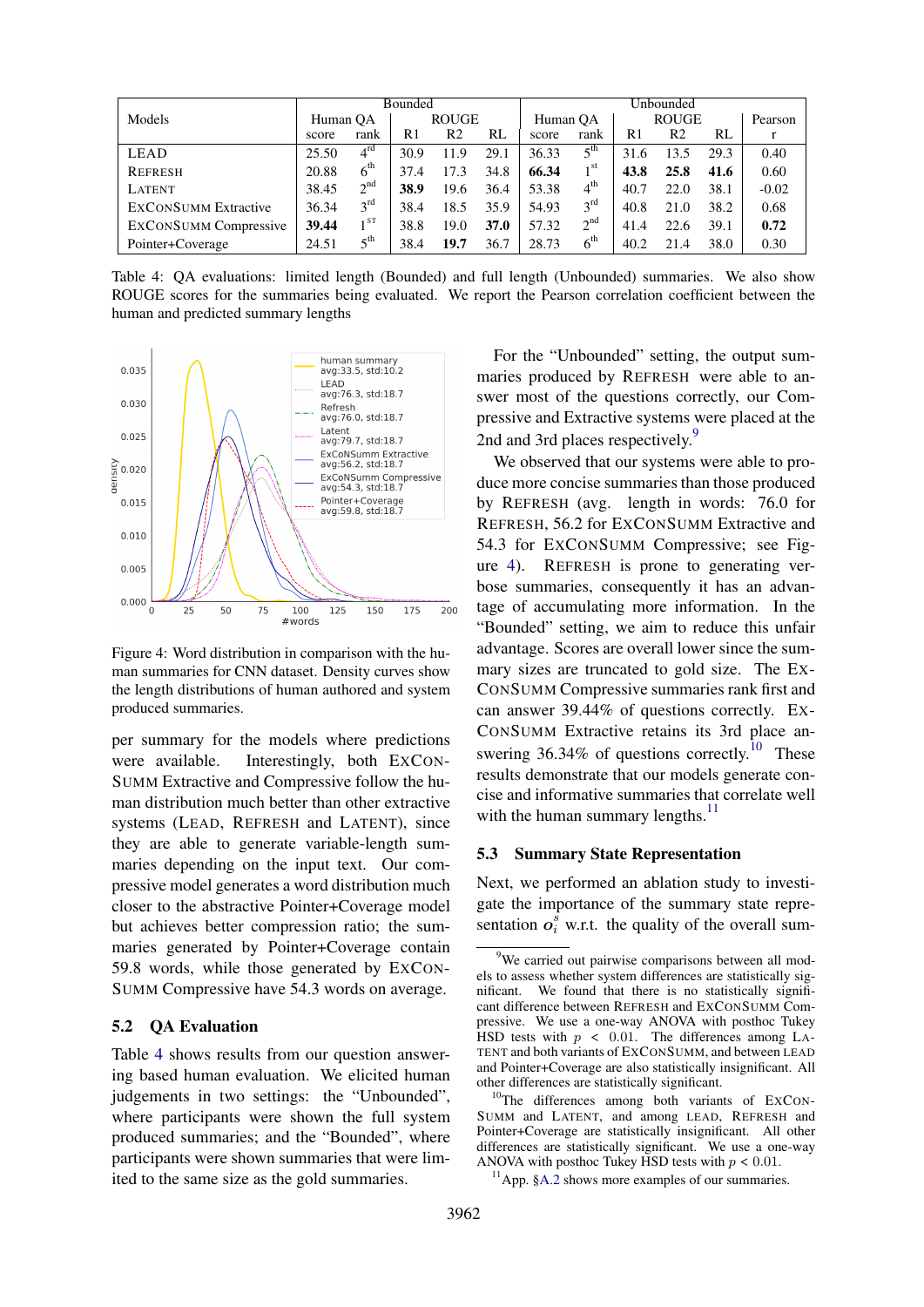| Models | Bounded | | | | | Unbounded | | | | | |
|---|---|---|---|---|---|---|---|---|---|---|---|
| | Human QA | | ROUGE | | | Human QA | | ROUGE | | | Pearson |
| | score | rank | R1 | R2 | RL | score | rank | R1 | R2 | RL | r |
| LEAD | 25.50 | 4rd | 30.9 | 11.9 | 29.1 | 36.33 | 5th | 31.6 | 13.5 | 29.3 | 0.40 |
| REFRESH | 20.88 | 6th | 37.4 | 17.3 | 34.8 | **66.34** | 1st | **43.8** | **25.8** | **41.6** | 0.60 |
| LATENT | 38.45 | 2nd | **38.9** | 19.6 | 36.4 | 53.38 | 4th | 40.7 | 22.0 | 38.1 | -0.02 |
| EXCONSUMM Extractive | 36.34 | 3rd | 38.4 | 18.5 | 35.9 | 54.93 | 3rd | 40.8 | 21.0 | 38.2 | 0.68 |
| EXCONSUMM Compressive | **39.44** | 1ST | 38.8 | 19.0 | **37.0** | 57.32 | 2nd | 41.4 | 22.6 | 39.1 | **0.72** |
| Pointer+Coverage | 24.51 | 5th | 38.4 | **19.7** | 36.7 | 28.73 | 6th | 40.2 | 21.4 | 38.0 | 0.30 |

Table 4: QA evaluations: limited length (Bounded) and full length (Unbounded) summaries. We also show ROUGE scores for the summaries being evaluated. We report the Pearson correlation coefficient between the human and predicted summary lengths

Figure 4: Word distribution in comparison with the human summaries for CNN dataset. Density curves show the length distributions of human authored and system produced summaries.

per summary for the models where predictions were available. Interestingly, both EXCONSUMM Extractive and Compressive follow the human distribution much better than other extractive systems (LEAD, REFRESH and LATENT), since they are able to generate variable-length summaries depending on the input text. Our compressive model generates a word distribution much closer to the abstractive Pointer+Coverage model but achieves better compression ratio; the summaries generated by Pointer+Coverage contain 59.8 words, while those generated by EXCONSUMM Compressive have 54.3 words on average.

## 5.2 QA Evaluation

Table 4 shows results from our question answering based human evaluation. We elicited human judgements in two settings: the "Unbounded", where participants were shown the full system produced summaries; and the "Bounded", where participants were shown summaries that were limited to the same size as the gold summaries.

For the "Unbounded" setting, the output summaries produced by REFRESH were able to answer most of the questions correctly, our Compressive and Extractive systems were placed at the 2nd and 3rd places respectively.[9]

We observed that our systems were able to produce more concise summaries than those produced by REFRESH (avg. length in words: 76.0 for REFRESH, 56.2 for EXCONSUMM Extractive and 54.3 for EXCONSUMM Compressive; see Figure 4). REFRESH is prone to generating verbose summaries, consequently it has an advantage of accumulating more information. In the "Bounded" setting, we aim to reduce this unfair advantage. Scores are overall lower since the summary sizes are truncated to gold size. The EXCONSUMM Compressive summaries rank first and can answer 39.44% of questions correctly. EXCONSUMM Extractive retains its 3rd place answering 36.34% of questions correctly.[10] These results demonstrate that our models generate concise and informative summaries that correlate well with the human summary lengths.[11]

## 5.3 Summary State Representation

Next, we performed an ablation study to investigate the importance of the summary state representation $o_i^s$ w.r.t. the quality of the overall sum-

[9] We carried out pairwise comparisons between all models to assess whether system differences are statistically significant. We found that there is no statistically significant difference between REFRESH and EXCONSUMM Compressive. We use a one-way ANOVA with posthoc Tukey HSD tests with $p < 0.01$. The differences among LATENT and both variants of EXCONSUMM, and between LEAD and Pointer+Coverage are also statistically insignificant. All other differences are statistically significant.

[10] The differences among both variants of EXCONSUMM and LATENT, and among LEAD, REFRESH and Pointer+Coverage are statistically insignificant. All other differences are statistically significant. We use a one-way ANOVA with posthoc Tukey HSD tests with $p < 0.01$.

[11] App. §A.2 shows more examples of our summaries.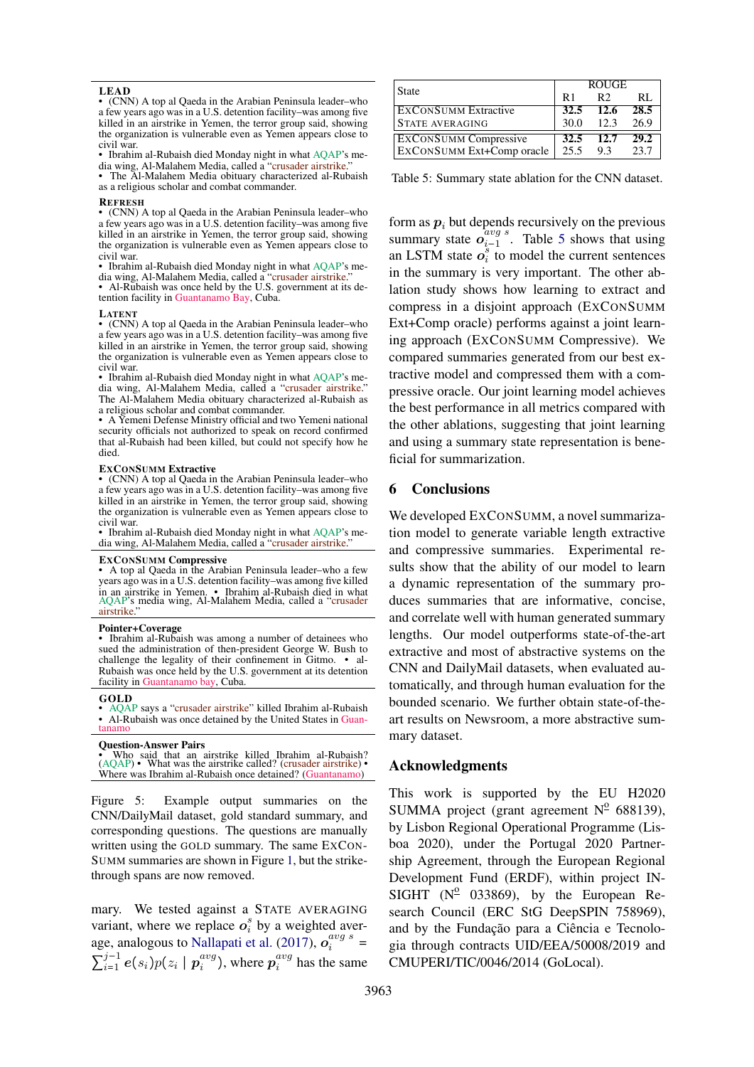**LEAD**

- (CNN) A top al Qaeda in the Arabian Peninsula leader–who a few years ago was in a U.S. detention facility–was among five killed in an airstrike in Yemen, the terror group said, showing the organization is vulnerable even as Yemen appears close to civil war.
- Ibrahim al-Rubaish died Monday night in what AQAP's media wing, Al-Malahem Media, called a "crusader airstrike."
- The Al-Malahem Media obituary characterized al-Rubaish as a religious scholar and combat commander.

**REFRESH**

- (CNN) A top al Qaeda in the Arabian Peninsula leader–who a few years ago was in a U.S. detention facility–was among five killed in an airstrike in Yemen, the terror group said, showing the organization is vulnerable even as Yemen appears close to civil war.
- Ibrahim al-Rubaish died Monday night in what AQAP's media wing, Al-Malahem Media, called a "crusader airstrike."
- Al-Rubaish was once held by the U.S. government at its detention facility in Guantanamo Bay, Cuba.

**LATENT**

- (CNN) A top al Qaeda in the Arabian Peninsula leader–who a few years ago was in a U.S. detention facility–was among five killed in an airstrike in Yemen, the terror group said, showing the organization is vulnerable even as Yemen appears close to civil war.
- Ibrahim al-Rubaish died Monday night in what AQAP's media wing, Al-Malahem Media, called a "crusader airstrike." The Al-Malahem Media obituary characterized al-Rubaish as a religious scholar and combat commander.
- A Yemeni Defense Ministry official and two Yemeni national security officials not authorized to speak on record confirmed that al-Rubaish had been killed, but could not specify how he died.

**EXCONSUMM Extractive**

- (CNN) A top al Qaeda in the Arabian Peninsula leader–who a few years ago was in a U.S. detention facility–was among five killed in an airstrike in Yemen, the terror group said, showing the organization is vulnerable even as Yemen appears close to civil war.
- Ibrahim al-Rubaish died Monday night in what AQAP's media wing, Al-Malahem Media, called a "crusader airstrike."

**EXCONSUMM Compressive**

- A top al Qaeda in the Arabian Peninsula leader–who a few years ago was in a U.S. detention facility–was among five killed in an airstrike in Yemen.
- Ibrahim al-Rubaish died in what AQAP's media wing, Al-Malahem Media, called a "crusader airstrike."

**Pointer+Coverage**

- Ibrahim al-Rubaish was among a number of detainees who sued the administration of then-president George W. Bush to challenge the legality of their confinement in Gitmo.
- al-Rubaish was once held by the U.S. government at its detention facility in Guantanamo bay, Cuba.

**GOLD**

- AQAP says a "crusader airstrike" killed Ibrahim al-Rubaish
- Al-Rubaish was once detained by the United States in Guantanamo

**Question-Answer Pairs**

- Who said that an airstrike killed Ibrahim al-Rubaish? (AQAP)
- What was the airstrike called? (crusader airstrike)
- Where was Ibrahim al-Rubaish once detained? (Guantanamo)

Figure 5: Example output summaries on the CNN/DailyMail dataset, gold standard summary, and corresponding questions. The questions are manually written using the GOLD summary. The same EXCONSUMM summaries are shown in Figure 1, but the strike-through spans are now removed.

mary. We tested against a STATE AVERAGING variant, where we replace $o_i^s$ by a weighted average, analogous to Nallapati et al. (2017), $o_i^{avg\ s} = \sum_{i=1}^{j-1} e(s_i) p(z_i \mid p_i^{avg})$, where $p_i^{avg}$ has the same form as $p_i$ but depends recursively on the previous summary state $o_{i-1}^{avg\ s}$. Table 5 shows that using an LSTM state $o_i^s$ to model the current sentences in the summary is very important. The other ablation study shows how learning to extract and compress in a disjoint approach (EXCONSUMM Ext+Comp oracle) performs against a joint learning approach (EXCONSUMM Compressive). We compared summaries generated from our best extractive model and compressed them with a compressive oracle. Our joint learning model achieves the best performance in all metrics compared with the other ablations, suggesting that joint learning and using a summary state representation is beneficial for summarization.

| State | ROUGE R1 | R2 | RL |
|---|---|---|---|
| EXCONSUMM Extractive | **32.5** | **12.6** | **28.5** |
| STATE AVERAGING | 30.0 | 12.3 | 26.9 |
| EXCONSUMM Compressive | **32.5** | **12.7** | **29.2** |
| EXCONSUMM Ext+Comp oracle | 25.5 | 9.3 | 23.7 |

Table 5: Summary state ablation for the CNN dataset.

## 6 Conclusions

We developed EXCONSUMM, a novel summarization model to generate variable length extractive and compressive summaries. Experimental results show that the ability of our model to learn a dynamic representation of the summary produces summaries that are informative, concise, and correlate well with human generated summary lengths. Our model outperforms state-of-the-art extractive and most of abstractive systems on the CNN and DailyMail datasets, when evaluated automatically, and through human evaluation for the bounded scenario. We further obtain state-of-the-art results on Newsroom, a more abstractive summary dataset.

## Acknowledgments

This work is supported by the EU H2020 SUMMA project (grant agreement Nº 688139), by Lisbon Regional Operational Programme (Lisboa 2020), under the Portugal 2020 Partnership Agreement, through the European Regional Development Fund (ERDF), within project INSIGHT (Nº 033869), by the European Research Council (ERC StG DeepSPIN 758969), and by the Fundação para a Ciência e Tecnologia through contracts UID/EEA/50008/2019 and CMUPERI/TIC/0046/2014 (GoLocal).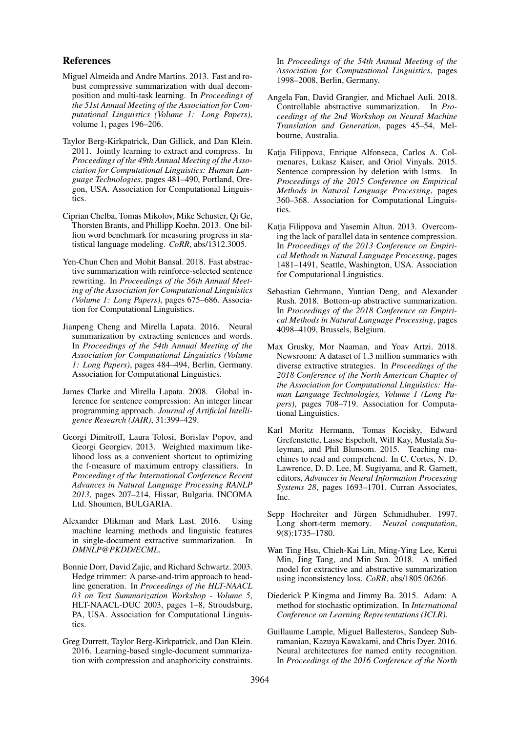## References

Miguel Almeida and Andre Martins. 2013. Fast and robust compressive summarization with dual decomposition and multi-task learning. In *Proceedings of the 51st Annual Meeting of the Association for Computational Linguistics (Volume 1: Long Papers)*, volume 1, pages 196–206.

Taylor Berg-Kirkpatrick, Dan Gillick, and Dan Klein. 2011. Jointly learning to extract and compress. In *Proceedings of the 49th Annual Meeting of the Association for Computational Linguistics: Human Language Technologies*, pages 481–490, Portland, Oregon, USA. Association for Computational Linguistics.

Ciprian Chelba, Tomas Mikolov, Mike Schuster, Qi Ge, Thorsten Brants, and Phillipp Koehn. 2013. One billion word benchmark for measuring progress in statistical language modeling. *CoRR*, abs/1312.3005.

Yen-Chun Chen and Mohit Bansal. 2018. Fast abstractive summarization with reinforce-selected sentence rewriting. In *Proceedings of the 56th Annual Meeting of the Association for Computational Linguistics (Volume 1: Long Papers)*, pages 675–686. Association for Computational Linguistics.

Jianpeng Cheng and Mirella Lapata. 2016. Neural summarization by extracting sentences and words. In *Proceedings of the 54th Annual Meeting of the Association for Computational Linguistics (Volume 1: Long Papers)*, pages 484–494, Berlin, Germany. Association for Computational Linguistics.

James Clarke and Mirella Lapata. 2008. Global inference for sentence compression: An integer linear programming approach. *Journal of Artificial Intelligence Research (JAIR)*, 31:399–429.

Georgi Dimitroff, Laura Tolosi, Borislav Popov, and Georgi Georgiev. 2013. Weighted maximum likelihood loss as a convenient shortcut to optimizing the f-measure of maximum entropy classifiers. In *Proceedings of the International Conference Recent Advances in Natural Language Processing RANLP 2013*, pages 207–214, Hissar, Bulgaria. INCOMA Ltd. Shoumen, BULGARIA.

Alexander Dlikman and Mark Last. 2016. Using machine learning methods and linguistic features in single-document extractive summarization. In *DMNLP@PKDD/ECML*.

Bonnie Dorr, David Zajic, and Richard Schwartz. 2003. Hedge trimmer: A parse-and-trim approach to headline generation. In *Proceedings of the HLT-NAACL 03 on Text Summarization Workshop - Volume 5*, HLT-NAACL-DUC 2003, pages 1–8, Stroudsburg, PA, USA. Association for Computational Linguistics.

Greg Durrett, Taylor Berg-Kirkpatrick, and Dan Klein. 2016. Learning-based single-document summarization with compression and anaphoricity constraints. In *Proceedings of the 54th Annual Meeting of the Association for Computational Linguistics*, pages 1998–2008, Berlin, Germany.

Angela Fan, David Grangier, and Michael Auli. 2018. Controllable abstractive summarization. In *Proceedings of the 2nd Workshop on Neural Machine Translation and Generation*, pages 45–54, Melbourne, Australia.

Katja Filippova, Enrique Alfonseca, Carlos A. Colmenares, Lukasz Kaiser, and Oriol Vinyals. 2015. Sentence compression by deletion with lstms. In *Proceedings of the 2015 Conference on Empirical Methods in Natural Language Processing*, pages 360–368. Association for Computational Linguistics.

Katja Filippova and Yasemin Altun. 2013. Overcoming the lack of parallel data in sentence compression. In *Proceedings of the 2013 Conference on Empirical Methods in Natural Language Processing*, pages 1481–1491, Seattle, Washington, USA. Association for Computational Linguistics.

Sebastian Gehrmann, Yuntian Deng, and Alexander Rush. 2018. Bottom-up abstractive summarization. In *Proceedings of the 2018 Conference on Empirical Methods in Natural Language Processing*, pages 4098–4109, Brussels, Belgium.

Max Grusky, Mor Naaman, and Yoav Artzi. 2018. Newsroom: A dataset of 1.3 million summaries with diverse extractive strategies. In *Proceedings of the 2018 Conference of the North American Chapter of the Association for Computational Linguistics: Human Language Technologies, Volume 1 (Long Papers)*, pages 708–719. Association for Computational Linguistics.

Karl Moritz Hermann, Tomas Kocisky, Edward Grefenstette, Lasse Espeholt, Will Kay, Mustafa Suleyman, and Phil Blunsom. 2015. Teaching machines to read and comprehend. In C. Cortes, N. D. Lawrence, D. D. Lee, M. Sugiyama, and R. Garnett, editors, *Advances in Neural Information Processing Systems 28*, pages 1693–1701. Curran Associates, Inc.

Sepp Hochreiter and Jürgen Schmidhuber. 1997. Long short-term memory. *Neural computation*, 9(8):1735–1780.

Wan Ting Hsu, Chieh-Kai Lin, Ming-Ying Lee, Kerui Min, Jing Tang, and Min Sun. 2018. A unified model for extractive and abstractive summarization using inconsistency loss. *CoRR*, abs/1805.06266.

Diederick P Kingma and Jimmy Ba. 2015. Adam: A method for stochastic optimization. In *International Conference on Learning Representations (ICLR)*.

Guillaume Lample, Miguel Ballesteros, Sandeep Subramanian, Kazuya Kawakami, and Chris Dyer. 2016. Neural architectures for named entity recognition. In *Proceedings of the 2016 Conference of the North*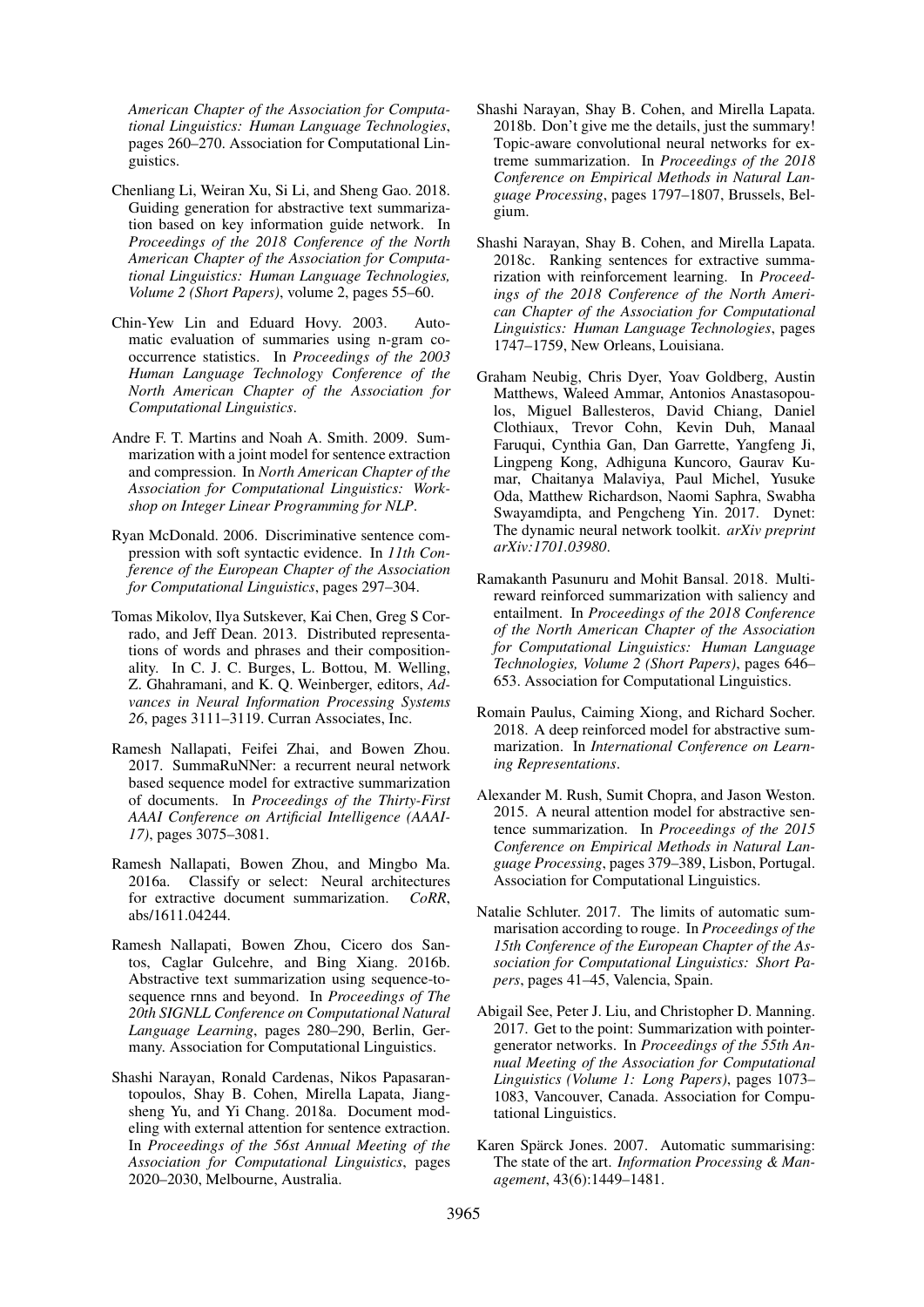*American Chapter of the Association for Computational Linguistics: Human Language Technologies*, pages 260–270. Association for Computational Linguistics.

Chenliang Li, Weiran Xu, Si Li, and Sheng Gao. 2018. Guiding generation for abstractive text summarization based on key information guide network. In *Proceedings of the 2018 Conference of the North American Chapter of the Association for Computational Linguistics: Human Language Technologies, Volume 2 (Short Papers)*, volume 2, pages 55–60.

Chin-Yew Lin and Eduard Hovy. 2003. Automatic evaluation of summaries using n-gram cooccurrence statistics. In *Proceedings of the 2003 Human Language Technology Conference of the North American Chapter of the Association for Computational Linguistics*.

Andre F. T. Martins and Noah A. Smith. 2009. Summarization with a joint model for sentence extraction and compression. In *North American Chapter of the Association for Computational Linguistics: Workshop on Integer Linear Programming for NLP*.

Ryan McDonald. 2006. Discriminative sentence compression with soft syntactic evidence. In *11th Conference of the European Chapter of the Association for Computational Linguistics*, pages 297–304.

Tomas Mikolov, Ilya Sutskever, Kai Chen, Greg S Corrado, and Jeff Dean. 2013. Distributed representations of words and phrases and their compositionality. In C. J. C. Burges, L. Bottou, M. Welling, Z. Ghahramani, and K. Q. Weinberger, editors, *Advances in Neural Information Processing Systems 26*, pages 3111–3119. Curran Associates, Inc.

Ramesh Nallapati, Feifei Zhai, and Bowen Zhou. 2017. SummaRuNNer: a recurrent neural network based sequence model for extractive summarization of documents. In *Proceedings of the Thirty-First AAAI Conference on Artificial Intelligence (AAAI-17)*, pages 3075–3081.

Ramesh Nallapati, Bowen Zhou, and Mingbo Ma. 2016a. Classify or select: Neural architectures for extractive document summarization. *CoRR*, abs/1611.04244.

Ramesh Nallapati, Bowen Zhou, Cicero dos Santos, Caglar Gulcehre, and Bing Xiang. 2016b. Abstractive text summarization using sequence-to-sequence rnns and beyond. In *Proceedings of The 20th SIGNLL Conference on Computational Natural Language Learning*, pages 280–290, Berlin, Germany. Association for Computational Linguistics.

Shashi Narayan, Ronald Cardenas, Nikos Papasarantopoulos, Shay B. Cohen, Mirella Lapata, Jiangsheng Yu, and Yi Chang. 2018a. Document modeling with external attention for sentence extraction. In *Proceedings of the 56st Annual Meeting of the Association for Computational Linguistics*, pages 2020–2030, Melbourne, Australia.

Shashi Narayan, Shay B. Cohen, and Mirella Lapata. 2018b. Don't give me the details, just the summary! Topic-aware convolutional neural networks for extreme summarization. In *Proceedings of the 2018 Conference on Empirical Methods in Natural Language Processing*, pages 1797–1807, Brussels, Belgium.

Shashi Narayan, Shay B. Cohen, and Mirella Lapata. 2018c. Ranking sentences for extractive summarization with reinforcement learning. In *Proceedings of the 2018 Conference of the North American Chapter of the Association for Computational Linguistics: Human Language Technologies*, pages 1747–1759, New Orleans, Louisiana.

Graham Neubig, Chris Dyer, Yoav Goldberg, Austin Matthews, Waleed Ammar, Antonios Anastasopoulos, Miguel Ballesteros, David Chiang, Daniel Clothiaux, Trevor Cohn, Kevin Duh, Manaal Faruqui, Cynthia Gan, Dan Garrette, Yangfeng Ji, Lingpeng Kong, Adhiguna Kuncoro, Gaurav Kumar, Chaitanya Malaviya, Paul Michel, Yusuke Oda, Matthew Richardson, Naomi Saphra, Swabha Swayamdipta, and Pengcheng Yin. 2017. Dynet: The dynamic neural network toolkit. *arXiv preprint arXiv:1701.03980*.

Ramakanth Pasunuru and Mohit Bansal. 2018. Multi-reward reinforced summarization with saliency and entailment. In *Proceedings of the 2018 Conference of the North American Chapter of the Association for Computational Linguistics: Human Language Technologies, Volume 2 (Short Papers)*, pages 646–653. Association for Computational Linguistics.

Romain Paulus, Caiming Xiong, and Richard Socher. 2018. A deep reinforced model for abstractive summarization. In *International Conference on Learning Representations*.

Alexander M. Rush, Sumit Chopra, and Jason Weston. 2015. A neural attention model for abstractive sentence summarization. In *Proceedings of the 2015 Conference on Empirical Methods in Natural Language Processing*, pages 379–389, Lisbon, Portugal. Association for Computational Linguistics.

Natalie Schluter. 2017. The limits of automatic summarisation according to rouge. In *Proceedings of the 15th Conference of the European Chapter of the Association for Computational Linguistics: Short Papers*, pages 41–45, Valencia, Spain.

Abigail See, Peter J. Liu, and Christopher D. Manning. 2017. Get to the point: Summarization with pointer-generator networks. In *Proceedings of the 55th Annual Meeting of the Association for Computational Linguistics (Volume 1: Long Papers)*, pages 1073–1083, Vancouver, Canada. Association for Computational Linguistics.

Karen Spärck Jones. 2007. Automatic summarising: The state of the art. *Information Processing & Management*, 43(6):1449–1481.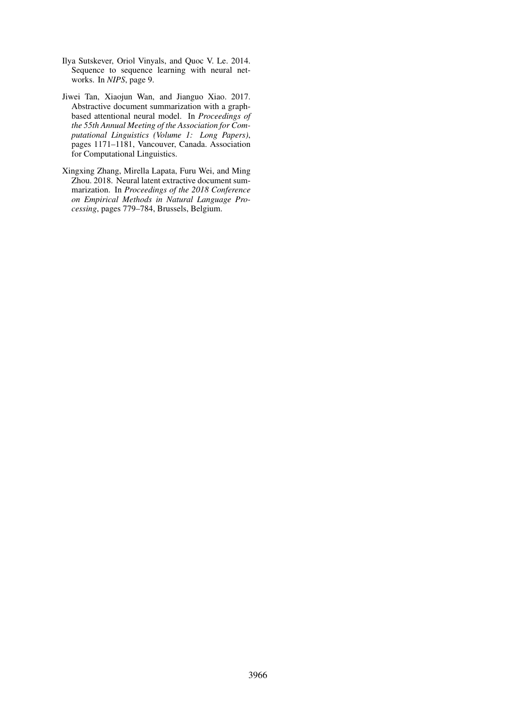Ilya Sutskever, Oriol Vinyals, and Quoc V. Le. 2014. Sequence to sequence learning with neural networks. In *NIPS*, page 9.

Jiwei Tan, Xiaojun Wan, and Jianguo Xiao. 2017. Abstractive document summarization with a graph-based attentional neural model. In *Proceedings of the 55th Annual Meeting of the Association for Computational Linguistics (Volume 1: Long Papers)*, pages 1171–1181, Vancouver, Canada. Association for Computational Linguistics.

Xingxing Zhang, Mirella Lapata, Furu Wei, and Ming Zhou. 2018. Neural latent extractive document summarization. In *Proceedings of the 2018 Conference on Empirical Methods in Natural Language Processing*, pages 779–784, Brussels, Belgium.